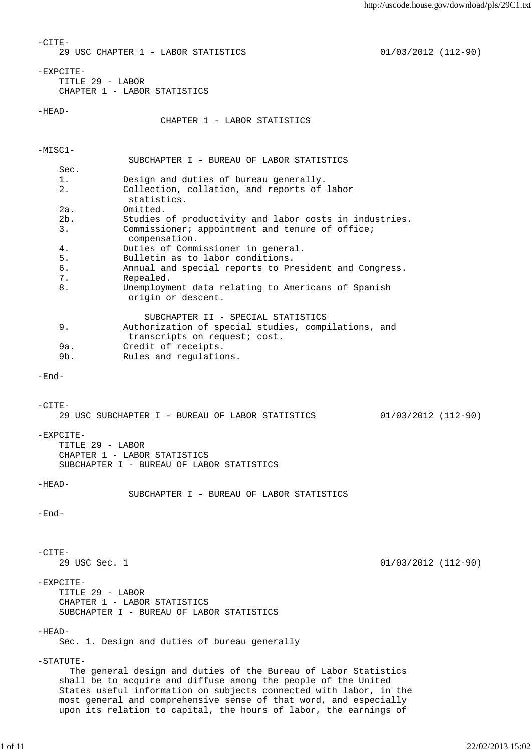-CITE-

29 USC CHAPTER 1 - LABOR STATISTICS 01/03/2012 (112-90)

-EXPCITE-

TITLE 29 - LABOR

CHAPTER 1 - LABOR STATISTICS

-HEAD-

# CHAPTER 1 - LABOR STATISTICS

-MISC1-

## SUBCHAPTER I - BUREAU OF LABOR STATISTICS

| Sec. | |
|---|---|
| 1. | Design and duties of bureau generally. |
| 2. | Collection, collation, and reports of labor statistics. |
| 2a. | Omitted. |
| 2b. | Studies of productivity and labor costs in industries. |
| 3. | Commissioner; appointment and tenure of office; compensation. |
| 4. | Duties of Commissioner in general. |
| 5. | Bulletin as to labor conditions. |
| 6. | Annual and special reports to President and Congress. |
| 7. | Repealed. |
| 8. | Unemployment data relating to Americans of Spanish origin or descent. |

## SUBCHAPTER II - SPECIAL STATISTICS

| Sec. | |
|---|---|
| 9. | Authorization of special studies, compilations, and transcripts on request; cost. |
| 9a. | Credit of receipts. |
| 9b. | Rules and regulations. |

-End-

-CITE-

29 USC SUBCHAPTER I - BUREAU OF LABOR STATISTICS 01/03/2012 (112-90)

-EXPCITE-

TITLE 29 - LABOR

CHAPTER 1 - LABOR STATISTICS

SUBCHAPTER I - BUREAU OF LABOR STATISTICS

-HEAD-

## SUBCHAPTER I - BUREAU OF LABOR STATISTICS

-End-

-CITE-

29 USC Sec. 1 01/03/2012 (112-90)

-EXPCITE-

TITLE 29 - LABOR

CHAPTER 1 - LABOR STATISTICS

SUBCHAPTER I - BUREAU OF LABOR STATISTICS

-HEAD-

### Sec. 1. Design and duties of bureau generally

-STATUTE-

The general design and duties of the Bureau of Labor Statistics shall be to acquire and diffuse among the people of the United States useful information on subjects connected with labor, in the most general and comprehensive sense of that word, and especially upon its relation to capital, the hours of labor, the earnings of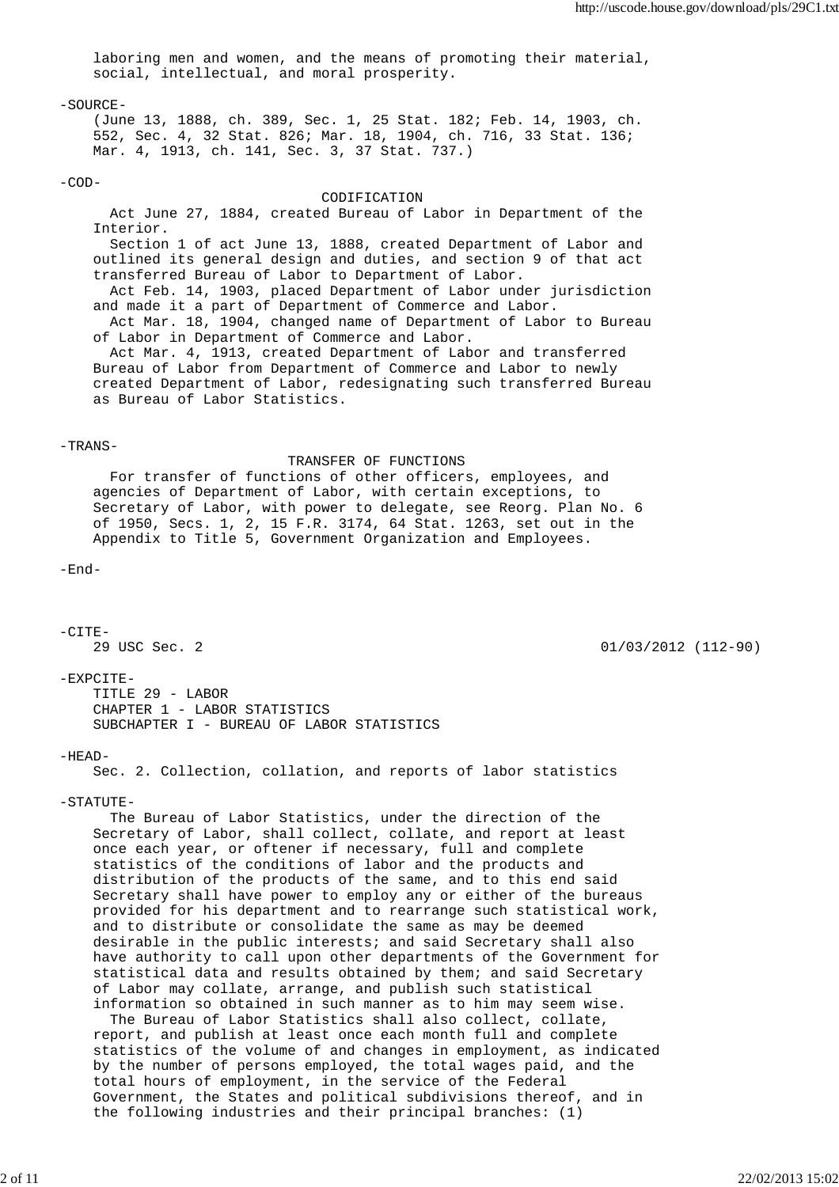laboring men and women, and the means of promoting their material, social, intellectual, and moral prosperity.

-SOURCE-

(June 13, 1888, ch. 389, Sec. 1, 25 Stat. 182; Feb. 14, 1903, ch. 552, Sec. 4, 32 Stat. 826; Mar. 18, 1904, ch. 716, 33 Stat. 136; Mar. 4, 1913, ch. 141, Sec. 3, 37 Stat. 737.)

-COD-

CODIFICATION

Act June 27, 1884, created Bureau of Labor in Department of the Interior.

Section 1 of act June 13, 1888, created Department of Labor and outlined its general design and duties, and section 9 of that act transferred Bureau of Labor to Department of Labor.

Act Feb. 14, 1903, placed Department of Labor under jurisdiction and made it a part of Department of Commerce and Labor.

Act Mar. 18, 1904, changed name of Department of Labor to Bureau of Labor in Department of Commerce and Labor.

Act Mar. 4, 1913, created Department of Labor and transferred Bureau of Labor from Department of Commerce and Labor to newly created Department of Labor, redesignating such transferred Bureau as Bureau of Labor Statistics.

-TRANS-

TRANSFER OF FUNCTIONS

For transfer of functions of other officers, employees, and agencies of Department of Labor, with certain exceptions, to Secretary of Labor, with power to delegate, see Reorg. Plan No. 6 of 1950, Secs. 1, 2, 15 F.R. 3174, 64 Stat. 1263, set out in the Appendix to Title 5, Government Organization and Employees.

-End-

-CITE-

29 USC Sec. 2 01/03/2012 (112-90)

-EXPCITE-

TITLE 29 - LABOR
CHAPTER 1 - LABOR STATISTICS
SUBCHAPTER I - BUREAU OF LABOR STATISTICS

-HEAD-

Sec. 2. Collection, collation, and reports of labor statistics

-STATUTE-

The Bureau of Labor Statistics, under the direction of the Secretary of Labor, shall collect, collate, and report at least once each year, or oftener if necessary, full and complete statistics of the conditions of labor and the products and distribution of the products of the same, and to this end said Secretary shall have power to employ any or either of the bureaus provided for his department and to rearrange such statistical work, and to distribute or consolidate the same as may be deemed desirable in the public interests; and said Secretary shall also have authority to call upon other departments of the Government for statistical data and results obtained by them; and said Secretary of Labor may collate, arrange, and publish such statistical information so obtained in such manner as to him may seem wise.

The Bureau of Labor Statistics shall also collect, collate, report, and publish at least once each month full and complete statistics of the volume of and changes in employment, as indicated by the number of persons employed, the total wages paid, and the total hours of employment, in the service of the Federal Government, the States and political subdivisions thereof, and in the following industries and their principal branches: (1)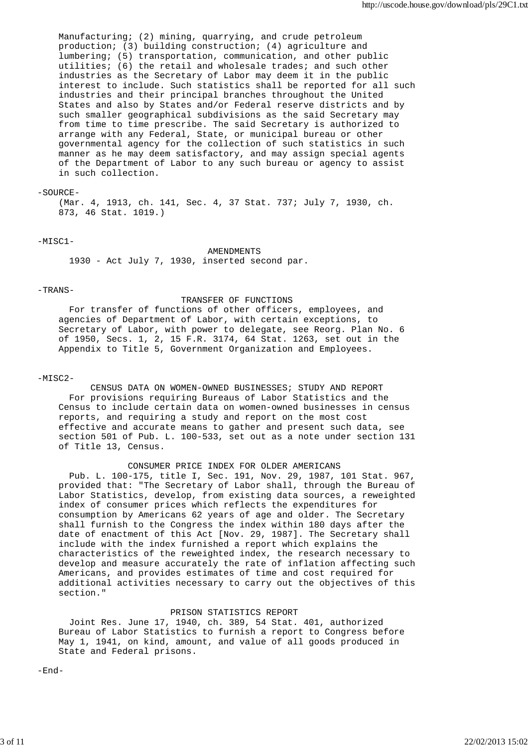Manufacturing; (2) mining, quarrying, and crude petroleum production; (3) building construction; (4) agriculture and lumbering; (5) transportation, communication, and other public utilities; (6) the retail and wholesale trades; and such other industries as the Secretary of Labor may deem it in the public interest to include. Such statistics shall be reported for all such industries and their principal branches throughout the United States and also by States and/or Federal reserve districts and by such smaller geographical subdivisions as the said Secretary may from time to time prescribe. The said Secretary is authorized to arrange with any Federal, State, or municipal bureau or other governmental agency for the collection of such statistics in such manner as he may deem satisfactory, and may assign special agents of the Department of Labor to any such bureau or agency to assist in such collection.

-SOURCE-

(Mar. 4, 1913, ch. 141, Sec. 4, 37 Stat. 737; July 7, 1930, ch. 873, 46 Stat. 1019.)

-MISC1-

AMENDMENTS

1930 - Act July 7, 1930, inserted second par.

-TRANS-

TRANSFER OF FUNCTIONS

For transfer of functions of other officers, employees, and agencies of Department of Labor, with certain exceptions, to Secretary of Labor, with power to delegate, see Reorg. Plan No. 6 of 1950, Secs. 1, 2, 15 F.R. 3174, 64 Stat. 1263, set out in the Appendix to Title 5, Government Organization and Employees.

-MISC2-

CENSUS DATA ON WOMEN-OWNED BUSINESSES; STUDY AND REPORT

For provisions requiring Bureaus of Labor Statistics and the Census to include certain data on women-owned businesses in census reports, and requiring a study and report on the most cost effective and accurate means to gather and present such data, see section 501 of Pub. L. 100-533, set out as a note under section 131 of Title 13, Census.

CONSUMER PRICE INDEX FOR OLDER AMERICANS

Pub. L. 100-175, title I, Sec. 191, Nov. 29, 1987, 101 Stat. 967, provided that: "The Secretary of Labor shall, through the Bureau of Labor Statistics, develop, from existing data sources, a reweighted index of consumer prices which reflects the expenditures for consumption by Americans 62 years of age and older. The Secretary shall furnish to the Congress the index within 180 days after the date of enactment of this Act [Nov. 29, 1987]. The Secretary shall include with the index furnished a report which explains the characteristics of the reweighted index, the research necessary to develop and measure accurately the rate of inflation affecting such Americans, and provides estimates of time and cost required for additional activities necessary to carry out the objectives of this section."

PRISON STATISTICS REPORT

Joint Res. June 17, 1940, ch. 389, 54 Stat. 401, authorized Bureau of Labor Statistics to furnish a report to Congress before May 1, 1941, on kind, amount, and value of all goods produced in State and Federal prisons.

-End-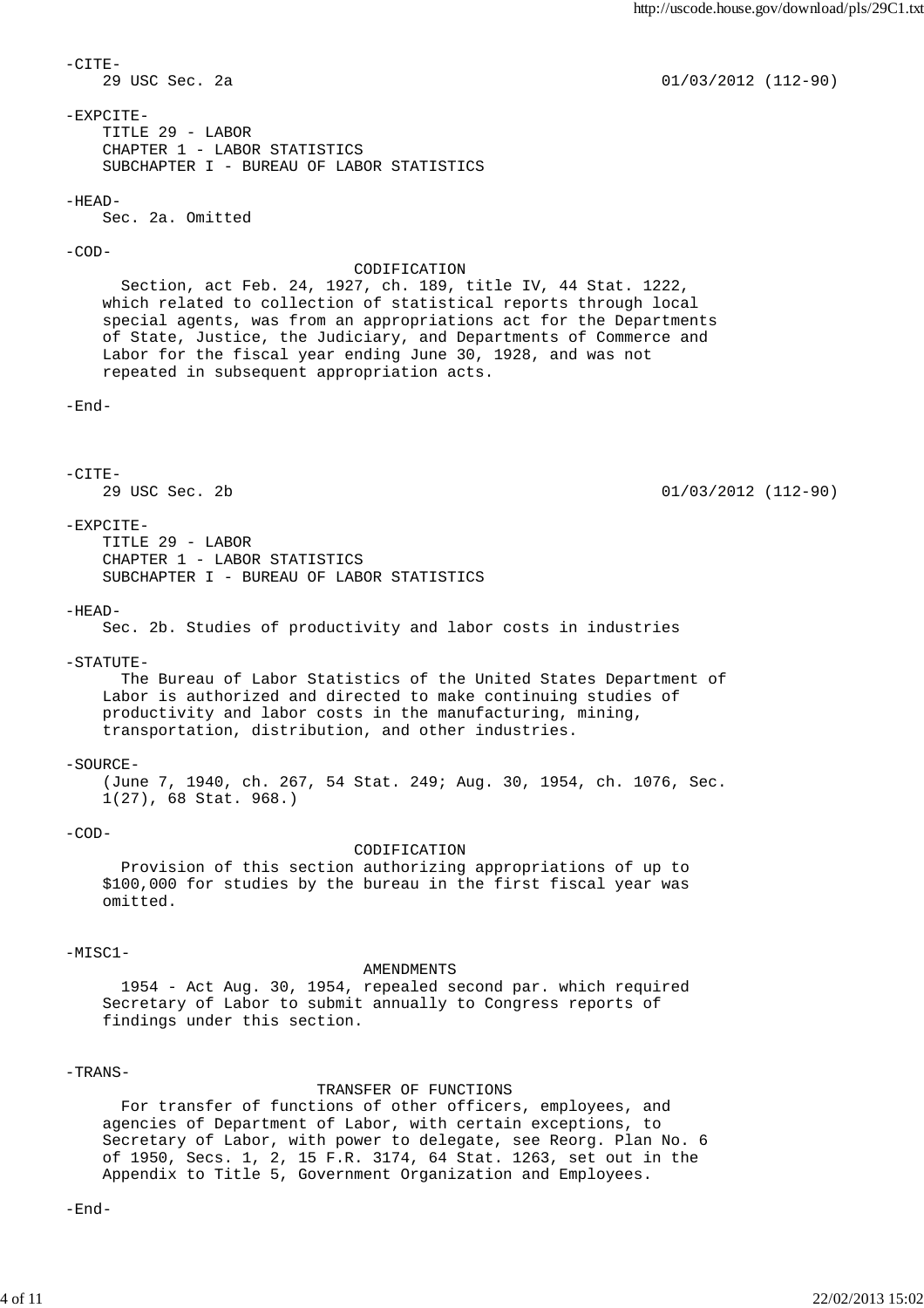-CITE-

29 USC Sec. 2a 01/03/2012 (112-90)

-EXPCITE-

TITLE 29 - LABOR
CHAPTER 1 - LABOR STATISTICS
SUBCHAPTER I - BUREAU OF LABOR STATISTICS

-HEAD-

Sec. 2a. Omitted

-COD-

CODIFICATION

Section, act Feb. 24, 1927, ch. 189, title IV, 44 Stat. 1222, which related to collection of statistical reports through local special agents, was from an appropriations act for the Departments of State, Justice, the Judiciary, and Departments of Commerce and Labor for the fiscal year ending June 30, 1928, and was not repeated in subsequent appropriation acts.

-End-

-CITE-

29 USC Sec. 2b 01/03/2012 (112-90)

-EXPCITE-

TITLE 29 - LABOR
CHAPTER 1 - LABOR STATISTICS
SUBCHAPTER I - BUREAU OF LABOR STATISTICS

-HEAD-

Sec. 2b. Studies of productivity and labor costs in industries

-STATUTE-

The Bureau of Labor Statistics of the United States Department of Labor is authorized and directed to make continuing studies of productivity and labor costs in the manufacturing, mining, transportation, distribution, and other industries.

-SOURCE-

(June 7, 1940, ch. 267, 54 Stat. 249; Aug. 30, 1954, ch. 1076, Sec. 1(27), 68 Stat. 968.)

-COD-

CODIFICATION

Provision of this section authorizing appropriations of up to $100,000 for studies by the bureau in the first fiscal year was omitted.

-MISC1-

AMENDMENTS

1954 - Act Aug. 30, 1954, repealed second par. which required Secretary of Labor to submit annually to Congress reports of findings under this section.

-TRANS-

TRANSFER OF FUNCTIONS

For transfer of functions of other officers, employees, and agencies of Department of Labor, with certain exceptions, to Secretary of Labor, with power to delegate, see Reorg. Plan No. 6 of 1950, Secs. 1, 2, 15 F.R. 3174, 64 Stat. 1263, set out in the Appendix to Title 5, Government Organization and Employees.

-End-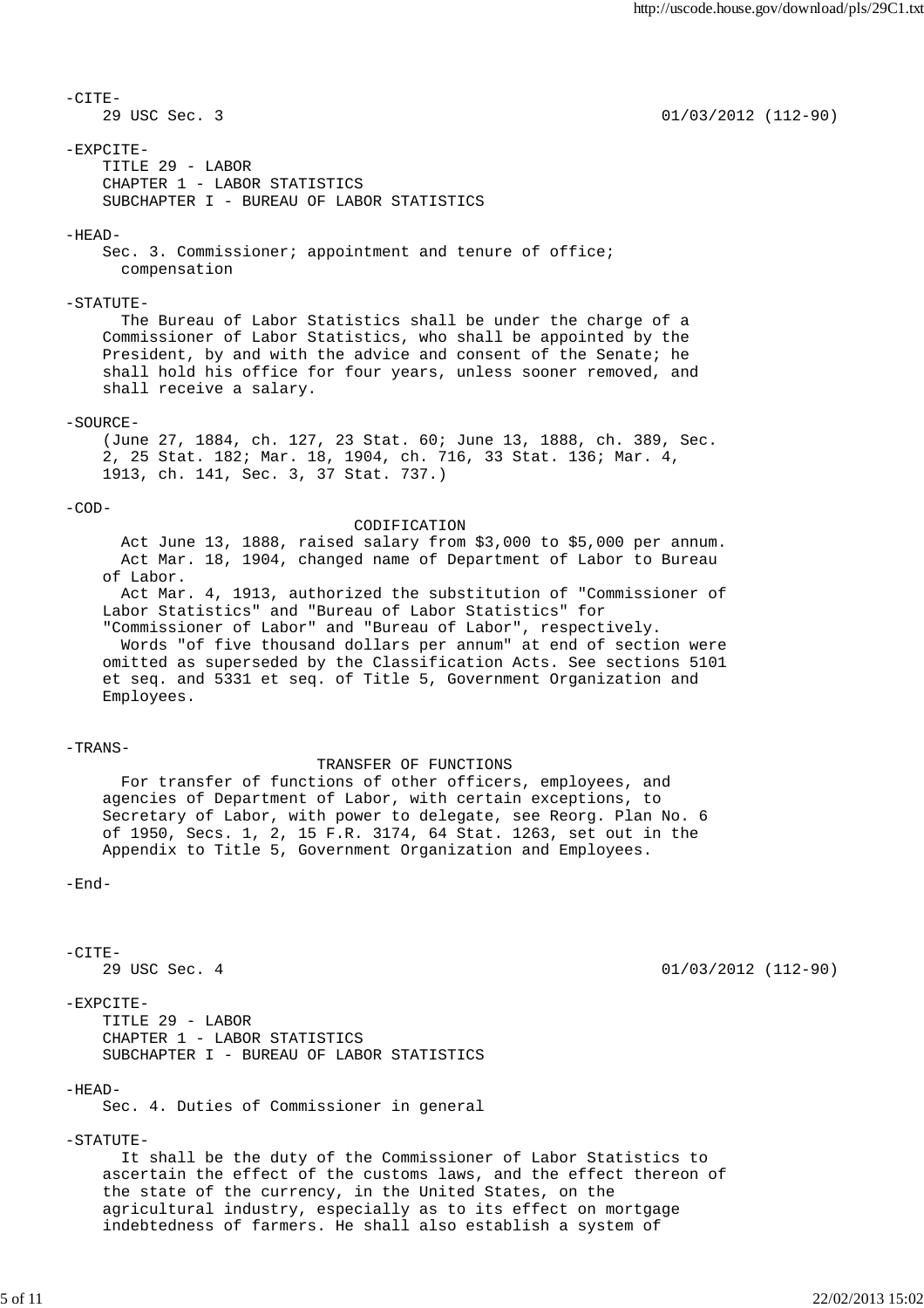-CITE-

29 USC Sec. 3 01/03/2012 (112-90)

-EXPCITE-

TITLE 29 - LABOR
CHAPTER 1 - LABOR STATISTICS
SUBCHAPTER I - BUREAU OF LABOR STATISTICS

-HEAD-

Sec. 3. Commissioner; appointment and tenure of office; compensation

-STATUTE-

The Bureau of Labor Statistics shall be under the charge of a Commissioner of Labor Statistics, who shall be appointed by the President, by and with the advice and consent of the Senate; he shall hold his office for four years, unless sooner removed, and shall receive a salary.

-SOURCE-

(June 27, 1884, ch. 127, 23 Stat. 60; June 13, 1888, ch. 389, Sec. 2, 25 Stat. 182; Mar. 18, 1904, ch. 716, 33 Stat. 136; Mar. 4, 1913, ch. 141, Sec. 3, 37 Stat. 737.)

-COD-

CODIFICATION

Act June 13, 1888, raised salary from $3,000 to $5,000 per annum.

Act Mar. 18, 1904, changed name of Department of Labor to Bureau of Labor.

Act Mar. 4, 1913, authorized the substitution of "Commissioner of Labor Statistics" and "Bureau of Labor Statistics" for "Commissioner of Labor" and "Bureau of Labor", respectively.

Words "of five thousand dollars per annum" at end of section were omitted as superseded by the Classification Acts. See sections 5101 et seq. and 5331 et seq. of Title 5, Government Organization and Employees.

-TRANS-

TRANSFER OF FUNCTIONS

For transfer of functions of other officers, employees, and agencies of Department of Labor, with certain exceptions, to Secretary of Labor, with power to delegate, see Reorg. Plan No. 6 of 1950, Secs. 1, 2, 15 F.R. 3174, 64 Stat. 1263, set out in the Appendix to Title 5, Government Organization and Employees.

-End-

-CITE-

29 USC Sec. 4 01/03/2012 (112-90)

-EXPCITE-

TITLE 29 - LABOR
CHAPTER 1 - LABOR STATISTICS
SUBCHAPTER I - BUREAU OF LABOR STATISTICS

-HEAD-

Sec. 4. Duties of Commissioner in general

-STATUTE-

It shall be the duty of the Commissioner of Labor Statistics to ascertain the effect of the customs laws, and the effect thereon of the state of the currency, in the United States, on the agricultural industry, especially as to its effect on mortgage indebtedness of farmers. He shall also establish a system of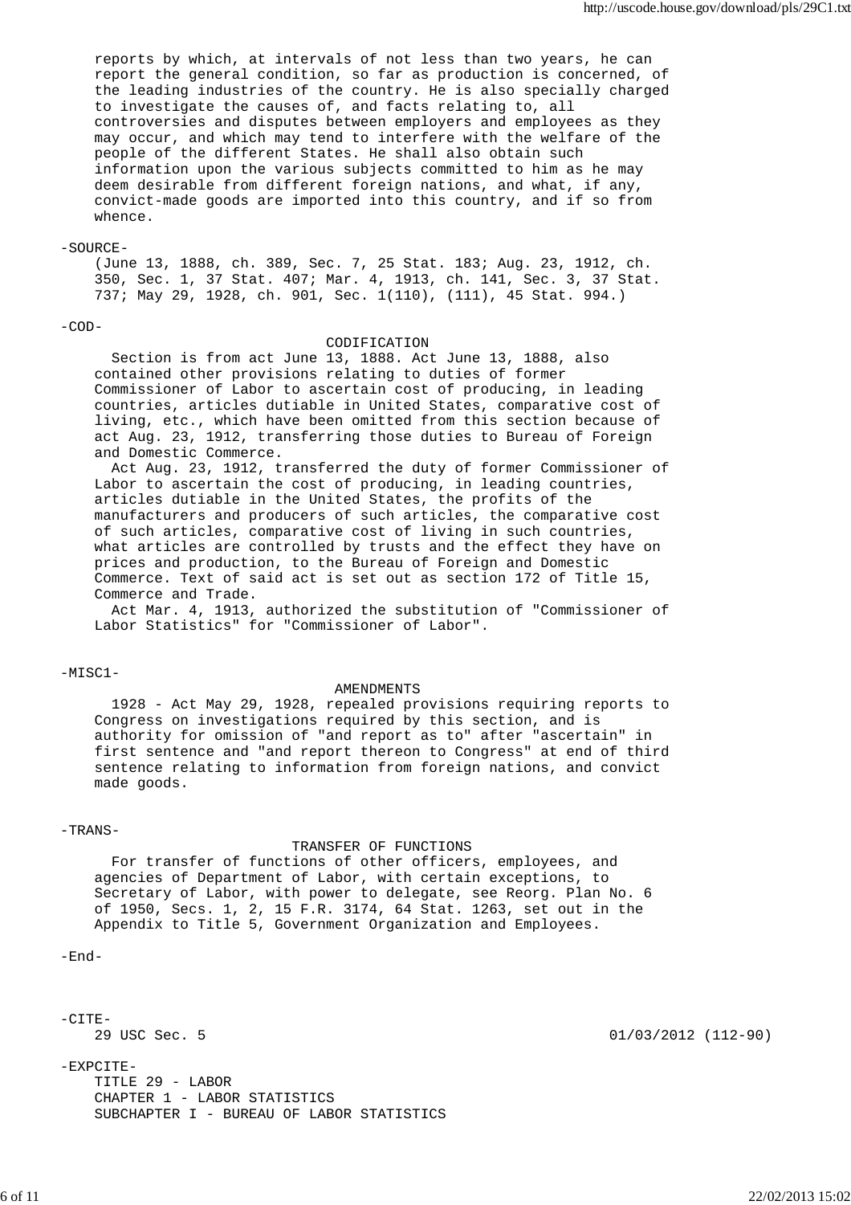reports by which, at intervals of not less than two years, he can report the general condition, so far as production is concerned, of the leading industries of the country. He is also specially charged to investigate the causes of, and facts relating to, all controversies and disputes between employers and employees as they may occur, and which may tend to interfere with the welfare of the people of the different States. He shall also obtain such information upon the various subjects committed to him as he may deem desirable from different foreign nations, and what, if any, convict-made goods are imported into this country, and if so from whence.

-SOURCE-

(June 13, 1888, ch. 389, Sec. 7, 25 Stat. 183; Aug. 23, 1912, ch. 350, Sec. 1, 37 Stat. 407; Mar. 4, 1913, ch. 141, Sec. 3, 37 Stat. 737; May 29, 1928, ch. 901, Sec. 1(110), (111), 45 Stat. 994.)

-COD-

CODIFICATION

Section is from act June 13, 1888. Act June 13, 1888, also contained other provisions relating to duties of former Commissioner of Labor to ascertain cost of producing, in leading countries, articles dutiable in United States, comparative cost of living, etc., which have been omitted from this section because of act Aug. 23, 1912, transferring those duties to Bureau of Foreign and Domestic Commerce.

Act Aug. 23, 1912, transferred the duty of former Commissioner of Labor to ascertain the cost of producing, in leading countries, articles dutiable in the United States, the profits of the manufacturers and producers of such articles, the comparative cost of such articles, comparative cost of living in such countries, what articles are controlled by trusts and the effect they have on prices and production, to the Bureau of Foreign and Domestic Commerce. Text of said act is set out as section 172 of Title 15, Commerce and Trade.

Act Mar. 4, 1913, authorized the substitution of "Commissioner of Labor Statistics" for "Commissioner of Labor".

-MISC1-

AMENDMENTS

1928 - Act May 29, 1928, repealed provisions requiring reports to Congress on investigations required by this section, and is authority for omission of "and report as to" after "ascertain" in first sentence and "and report thereon to Congress" at end of third sentence relating to information from foreign nations, and convict made goods.

-TRANS-

TRANSFER OF FUNCTIONS

For transfer of functions of other officers, employees, and agencies of Department of Labor, with certain exceptions, to Secretary of Labor, with power to delegate, see Reorg. Plan No. 6 of 1950, Secs. 1, 2, 15 F.R. 3174, 64 Stat. 1263, set out in the Appendix to Title 5, Government Organization and Employees.

-End-

-CITE-

29 USC Sec. 5 01/03/2012 (112-90)

-EXPCITE-

TITLE 29 - LABOR

CHAPTER 1 - LABOR STATISTICS

SUBCHAPTER I - BUREAU OF LABOR STATISTICS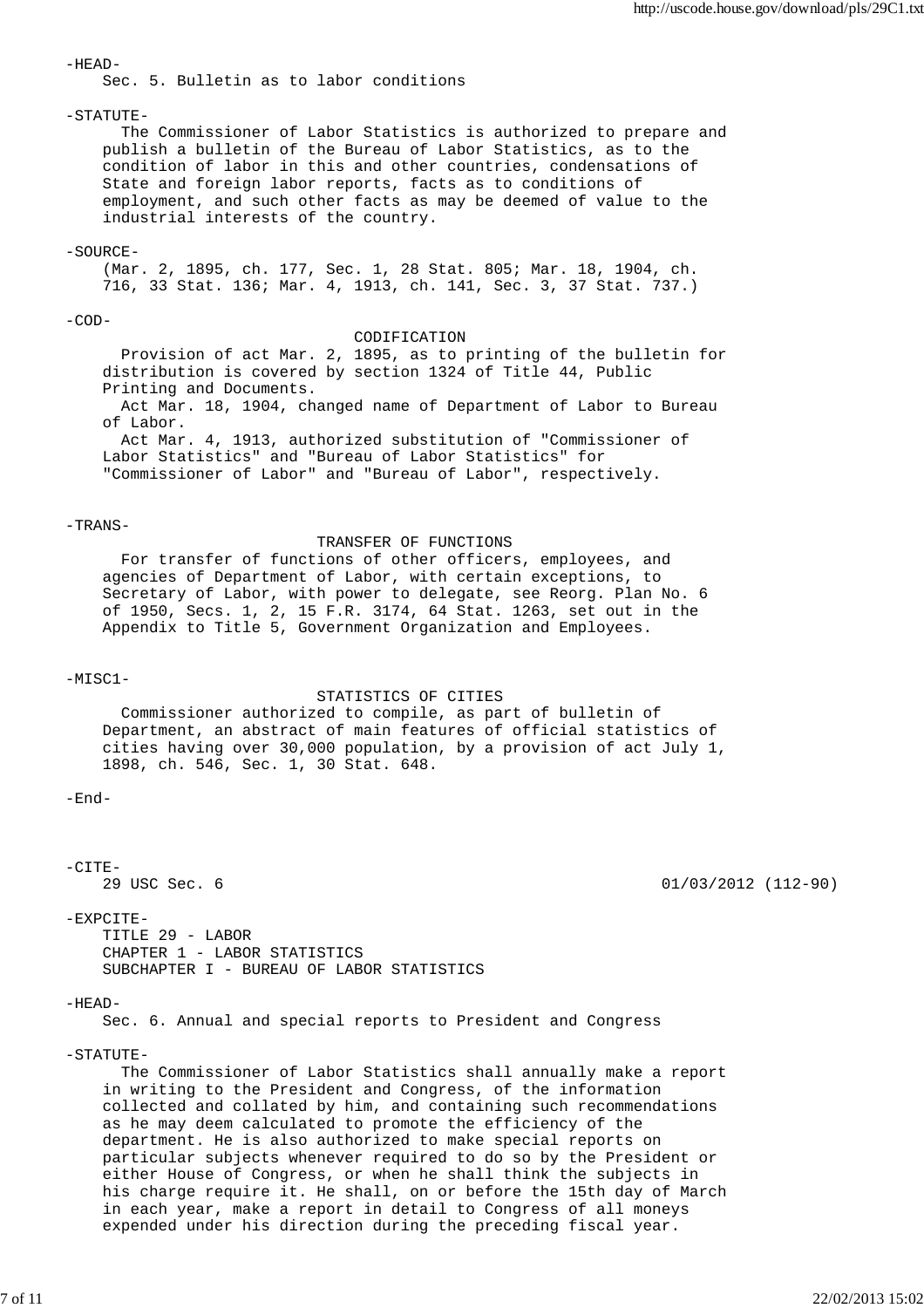-HEAD-

Sec. 5. Bulletin as to labor conditions

-STATUTE-

The Commissioner of Labor Statistics is authorized to prepare and publish a bulletin of the Bureau of Labor Statistics, as to the condition of labor in this and other countries, condensations of State and foreign labor reports, facts as to conditions of employment, and such other facts as may be deemed of value to the industrial interests of the country.

-SOURCE-

(Mar. 2, 1895, ch. 177, Sec. 1, 28 Stat. 805; Mar. 18, 1904, ch. 716, 33 Stat. 136; Mar. 4, 1913, ch. 141, Sec. 3, 37 Stat. 737.)

-COD-

CODIFICATION

Provision of act Mar. 2, 1895, as to printing of the bulletin for distribution is covered by section 1324 of Title 44, Public Printing and Documents.

Act Mar. 18, 1904, changed name of Department of Labor to Bureau of Labor.

Act Mar. 4, 1913, authorized substitution of "Commissioner of Labor Statistics" and "Bureau of Labor Statistics" for "Commissioner of Labor" and "Bureau of Labor", respectively.

-TRANS-

TRANSFER OF FUNCTIONS

For transfer of functions of other officers, employees, and agencies of Department of Labor, with certain exceptions, to Secretary of Labor, with power to delegate, see Reorg. Plan No. 6 of 1950, Secs. 1, 2, 15 F.R. 3174, 64 Stat. 1263, set out in the Appendix to Title 5, Government Organization and Employees.

-MISC1-

STATISTICS OF CITIES

Commissioner authorized to compile, as part of bulletin of Department, an abstract of main features of official statistics of cities having over 30,000 population, by a provision of act July 1, 1898, ch. 546, Sec. 1, 30 Stat. 648.

-End-

-CITE-

29 USC Sec. 6 01/03/2012 (112-90)

-EXPCITE-

TITLE 29 - LABOR
CHAPTER 1 - LABOR STATISTICS
SUBCHAPTER I - BUREAU OF LABOR STATISTICS

-HEAD-

Sec. 6. Annual and special reports to President and Congress

-STATUTE-

The Commissioner of Labor Statistics shall annually make a report in writing to the President and Congress, of the information collected and collated by him, and containing such recommendations as he may deem calculated to promote the efficiency of the department. He is also authorized to make special reports on particular subjects whenever required to do so by the President or either House of Congress, or when he shall think the subjects in his charge require it. He shall, on or before the 15th day of March in each year, make a report in detail to Congress of all moneys expended under his direction during the preceding fiscal year.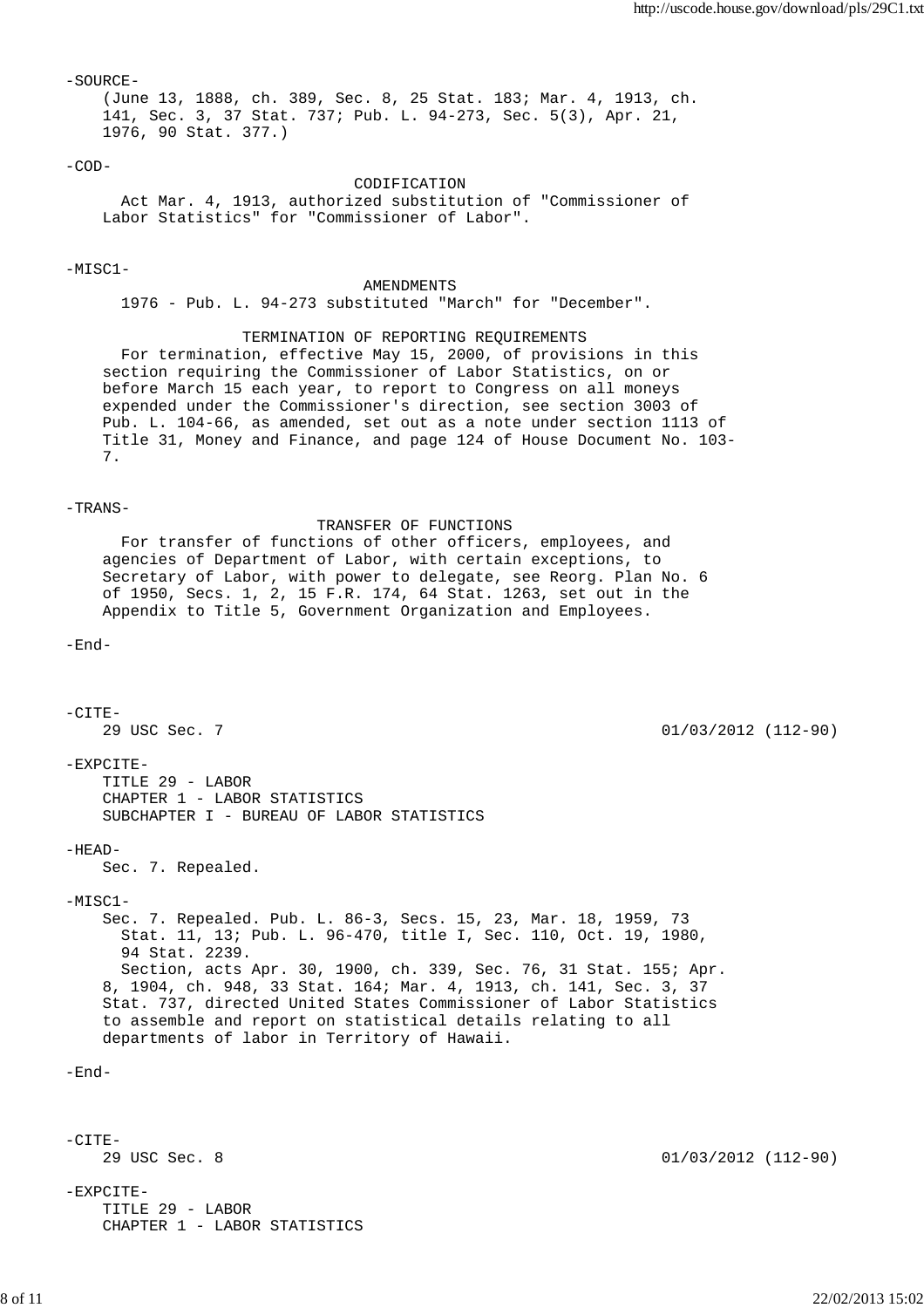-SOURCE-
(June 13, 1888, ch. 389, Sec. 8, 25 Stat. 183; Mar. 4, 1913, ch. 141, Sec. 3, 37 Stat. 737; Pub. L. 94-273, Sec. 5(3), Apr. 21, 1976, 90 Stat. 377.)

-COD-

CODIFICATION

Act Mar. 4, 1913, authorized substitution of "Commissioner of Labor Statistics" for "Commissioner of Labor".

-MISC1-

AMENDMENTS

1976 - Pub. L. 94-273 substituted "March" for "December".

TERMINATION OF REPORTING REQUIREMENTS

For termination, effective May 15, 2000, of provisions in this section requiring the Commissioner of Labor Statistics, on or before March 15 each year, to report to Congress on all moneys expended under the Commissioner's direction, see section 3003 of Pub. L. 104-66, as amended, set out as a note under section 1113 of Title 31, Money and Finance, and page 124 of House Document No. 103-7.

-TRANS-

TRANSFER OF FUNCTIONS

For transfer of functions of other officers, employees, and agencies of Department of Labor, with certain exceptions, to Secretary of Labor, with power to delegate, see Reorg. Plan No. 6 of 1950, Secs. 1, 2, 15 F.R. 174, 64 Stat. 1263, set out in the Appendix to Title 5, Government Organization and Employees.

-End-

-CITE-
29 USC Sec. 7 01/03/2012 (112-90)

-EXPCITE-
TITLE 29 - LABOR
CHAPTER 1 - LABOR STATISTICS
SUBCHAPTER I - BUREAU OF LABOR STATISTICS

-HEAD-
Sec. 7. Repealed.

-MISC1-
Sec. 7. Repealed. Pub. L. 86-3, Secs. 15, 23, Mar. 18, 1959, 73 Stat. 11, 13; Pub. L. 96-470, title I, Sec. 110, Oct. 19, 1980, 94 Stat. 2239.

Section, acts Apr. 30, 1900, ch. 339, Sec. 76, 31 Stat. 155; Apr. 8, 1904, ch. 948, 33 Stat. 164; Mar. 4, 1913, ch. 141, Sec. 3, 37 Stat. 737, directed United States Commissioner of Labor Statistics to assemble and report on statistical details relating to all departments of labor in Territory of Hawaii.

-End-

-CITE-
29 USC Sec. 8 01/03/2012 (112-90)

-EXPCITE-
TITLE 29 - LABOR
CHAPTER 1 - LABOR STATISTICS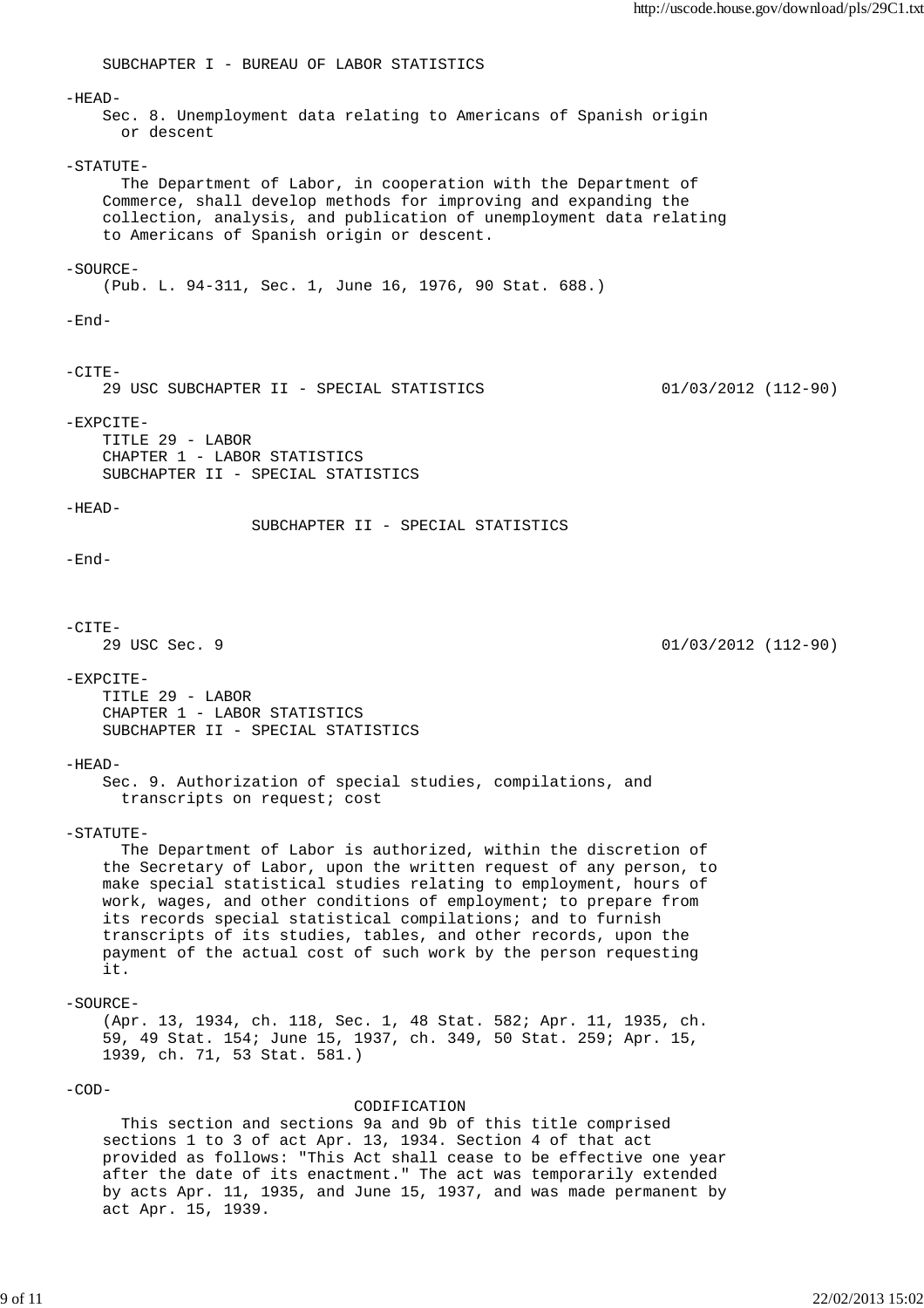SUBCHAPTER I - BUREAU OF LABOR STATISTICS

-HEAD-

Sec. 8. Unemployment data relating to Americans of Spanish origin or descent

-STATUTE-

The Department of Labor, in cooperation with the Department of Commerce, shall develop methods for improving and expanding the collection, analysis, and publication of unemployment data relating to Americans of Spanish origin or descent.

-SOURCE-

(Pub. L. 94-311, Sec. 1, June 16, 1976, 90 Stat. 688.)

-End-

-CITE-

29 USC SUBCHAPTER II - SPECIAL STATISTICS 01/03/2012 (112-90)

-EXPCITE-

TITLE 29 - LABOR
CHAPTER 1 - LABOR STATISTICS
SUBCHAPTER II - SPECIAL STATISTICS

-HEAD-

SUBCHAPTER II - SPECIAL STATISTICS

-End-

-CITE-

29 USC Sec. 9 01/03/2012 (112-90)

-EXPCITE-

TITLE 29 - LABOR
CHAPTER 1 - LABOR STATISTICS
SUBCHAPTER II - SPECIAL STATISTICS

-HEAD-

Sec. 9. Authorization of special studies, compilations, and transcripts on request; cost

-STATUTE-

The Department of Labor is authorized, within the discretion of the Secretary of Labor, upon the written request of any person, to make special statistical studies relating to employment, hours of work, wages, and other conditions of employment; to prepare from its records special statistical compilations; and to furnish transcripts of its studies, tables, and other records, upon the payment of the actual cost of such work by the person requesting it.

-SOURCE-

(Apr. 13, 1934, ch. 118, Sec. 1, 48 Stat. 582; Apr. 11, 1935, ch. 59, 49 Stat. 154; June 15, 1937, ch. 349, 50 Stat. 259; Apr. 15, 1939, ch. 71, 53 Stat. 581.)

-COD-

CODIFICATION

This section and sections 9a and 9b of this title comprised sections 1 to 3 of act Apr. 13, 1934. Section 4 of that act provided as follows: "This Act shall cease to be effective one year after the date of its enactment." The act was temporarily extended by acts Apr. 11, 1935, and June 15, 1937, and was made permanent by act Apr. 15, 1939.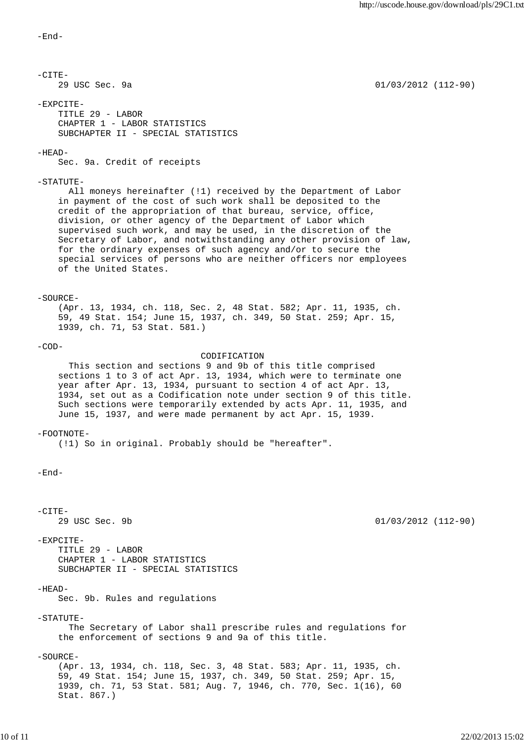-End-

-CITE-
29 USC Sec. 9a 01/03/2012 (112-90)

-EXPCITE-
TITLE 29 - LABOR
CHAPTER 1 - LABOR STATISTICS
SUBCHAPTER II - SPECIAL STATISTICS

-HEAD-
Sec. 9a. Credit of receipts

-STATUTE-
All moneys hereinafter (!1) received by the Department of Labor in payment of the cost of such work shall be deposited to the credit of the appropriation of that bureau, service, office, division, or other agency of the Department of Labor which supervised such work, and may be used, in the discretion of the Secretary of Labor, and notwithstanding any other provision of law, for the ordinary expenses of such agency and/or to secure the special services of persons who are neither officers nor employees of the United States.

-SOURCE-
(Apr. 13, 1934, ch. 118, Sec. 2, 48 Stat. 582; Apr. 11, 1935, ch. 59, 49 Stat. 154; June 15, 1937, ch. 349, 50 Stat. 259; Apr. 15, 1939, ch. 71, 53 Stat. 581.)

-COD-
CODIFICATION

This section and sections 9 and 9b of this title comprised sections 1 to 3 of act Apr. 13, 1934, which were to terminate one year after Apr. 13, 1934, pursuant to section 4 of act Apr. 13, 1934, set out as a Codification note under section 9 of this title. Such sections were temporarily extended by acts Apr. 11, 1935, and June 15, 1937, and were made permanent by act Apr. 15, 1939.

-FOOTNOTE-
(!1) So in original. Probably should be "hereafter".

-End-

-CITE-
29 USC Sec. 9b 01/03/2012 (112-90)

-EXPCITE-
TITLE 29 - LABOR
CHAPTER 1 - LABOR STATISTICS
SUBCHAPTER II - SPECIAL STATISTICS

-HEAD-
Sec. 9b. Rules and regulations

-STATUTE-
The Secretary of Labor shall prescribe rules and regulations for the enforcement of sections 9 and 9a of this title.

-SOURCE-
(Apr. 13, 1934, ch. 118, Sec. 3, 48 Stat. 583; Apr. 11, 1935, ch. 59, 49 Stat. 154; June 15, 1937, ch. 349, 50 Stat. 259; Apr. 15, 1939, ch. 71, 53 Stat. 581; Aug. 7, 1946, ch. 770, Sec. 1(16), 60 Stat. 867.)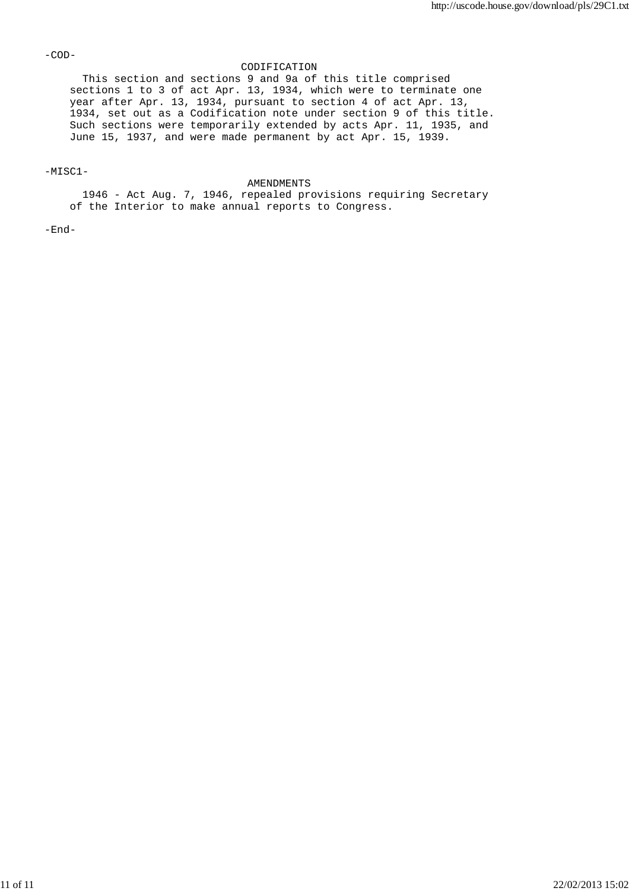-COD-

CODIFICATION

This section and sections 9 and 9a of this title comprised sections 1 to 3 of act Apr. 13, 1934, which were to terminate one year after Apr. 13, 1934, pursuant to section 4 of act Apr. 13, 1934, set out as a Codification note under section 9 of this title. Such sections were temporarily extended by acts Apr. 11, 1935, and June 15, 1937, and were made permanent by act Apr. 15, 1939.

-MISC1-

AMENDMENTS

1946 - Act Aug. 7, 1946, repealed provisions requiring Secretary of the Interior to make annual reports to Congress.

-End-